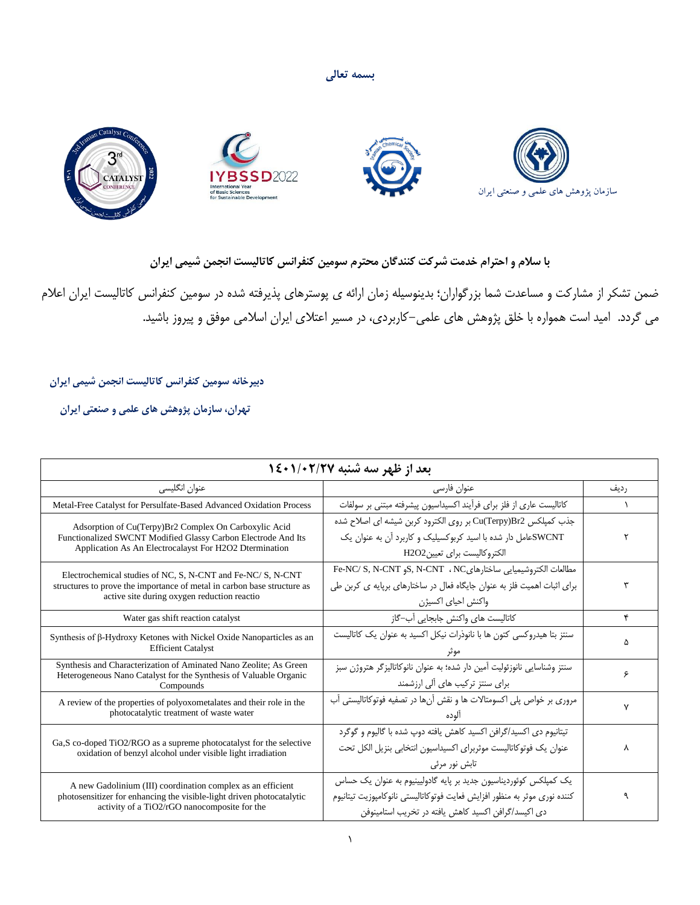**بسمه تعالی**

سازمان پژوهش های علمی و صنعتی ایران

**با سلام و احترام خدمت شرکت کنندگان محترم سومین کنفرانس کاتالیست انجمن شیمی ایران**

ضمن تشکر از مشارکت و مساعدت شما بزرگواران؛ بدینوسیله زمان ارائه ی پوسترهای پذیرفته شده در سومین کنفرانس کاتالیست ایران اعلام می گردد. امید است همواره با خلق پژوهش های علمی-کاربردی، در مسیر اعتلای ایران اسلامی موفق و پیروز باشید.

**دبیرخانه سومین کنفرانس کاتالیست انجمن شیمی ایران**

**تهران، سازمان پژوهش های علمی و صنعتی ایران**

| **بعد از ظهر سه شنبه ۱۴۰۱/۰۲/۲۷** | | |
|---|---|---|
| ردیف | عنوان فارسی | عنوان انگلیسی |
| ۱ | کاتالیست عاری از فلز برای فرآیند اکسیداسیون پیشرفته مبتنی بر سولفات | Metal-Free Catalyst for Persulfate-Based Advanced Oxidation Process |
| ۲ | جذب کمپلکس $Cu(Terpy)Br_2$ بر روی الکترود کربن شیشه ای اصلاح شده SWCNTعامل دار شده با اسید کربوکسیلیک و کاربرد آن به عنوان یک الکتروکالیست برای تعیین$H_2O_2$ | Adsorption of $Cu(Terpy)Br_2$ Complex On Carboxylic Acid Functionalized SWCNT Modified Glassy Carbon Electrode And Its Application As An Electrocalayst For $H_2O_2$ Dtermination |
| ۳ | مطالعات الکتروشیمیایی ساختارهایNC ، S, N-CNT وFe-NC/ S, N-CNT برای اثبات اهمیت فلز به عنوان جایگاه فعال در ساختارهای برپایه ی کربن طی واکنش احیای اکسیژن | Electrochemical studies of NC, S, N-CNT and Fe-NC/ S, N-CNT structures to prove the importance of metal in carbon base structure as active site during oxygen reduction reactio |
| ۴ | کاتالیست های واکنش جابجایی آب-گاز | Water gas shift reaction catalyst |
| ۵ | سنتز بتا هیدروکسی کتون ها با نانوذرات نیکل اکسید به عنوان یک کاتالیست موثر | Synthesis of β-Hydroxy Ketones with Nickel Oxide Nanoparticles as an Efficient Catalyst |
| ۶ | سنتز وشناسایی نانوزئولیت آمین دار شده؛ به عنوان نانوکاتالیزگر هتروژن سبز برای سنتز ترکیب های آلی ارزشمند | Synthesis and Characterization of Aminated Nano Zeolite; As Green Heterogeneous Nano Catalyst for the Synthesis of Valuable Organic Compounds |
| ۷ | مروری بر خواص پلی اکسومتالات ها و نقش آن‌ها در تصفیه فوتوکاتالیستی آب آلوده | A review of the properties of polyoxometalates and their role in the photocatalytic treatment of waste water |
| ۸ | تیتانیوم دی اکسید/گرافن اکسید کاهش یافته دوپ شده با گالیوم و گوگرد عنوان یک فوتوکاتالیست موثربرای اکسیداسیون انتخابی بنزیل الکل تحت تابش نور مرئی | Ga,S co-doped $TiO_2$/RGO as a supreme photocatalyst for the selective oxidation of benzyl alcohol under visible light irradiation |
| ۹ | یک کمپلکس کوئوردیناسیون جدید بر پایه گادولینیوم به عنوان یک حساس کننده نوری موثر به منظور افزایش فعایت فوتوکاتالیستی نانوکامپوزیت تیتانیوم دی اکیسد/گرافن اکسید کاهش یافته در تخریب استامینوفن | A new Gadolinium (III) coordination complex as an efficient photosensitizer for enhancing the visible-light driven photocatalytic activity of a $TiO_2$/rGO nanocomposite for the |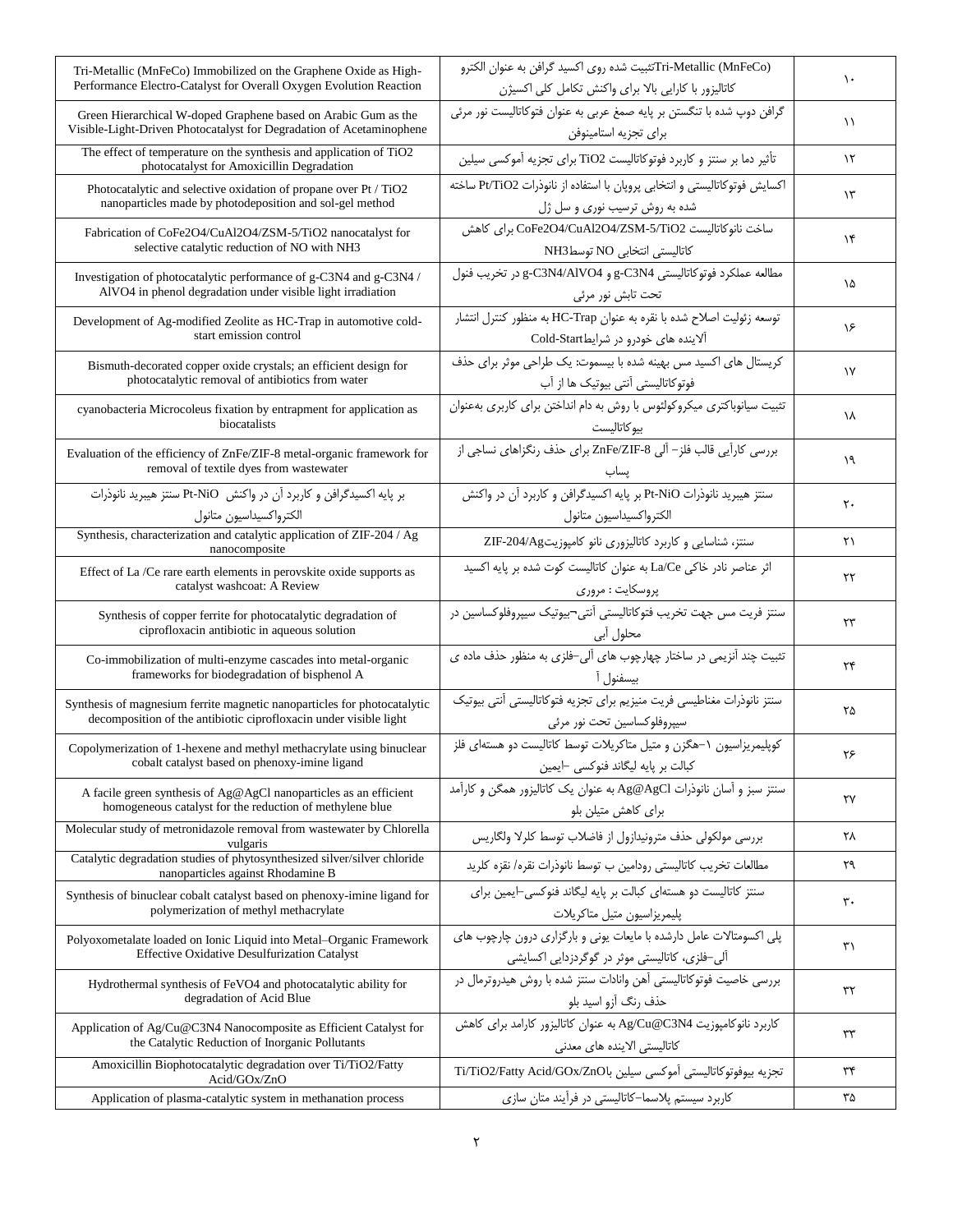| English Title | عنوان فارسی | ردیف |
| --- | --- | --- |
| Tri-Metallic (MnFeCo) Immobilized on the Graphene Oxide as High-Performance Electro-Catalyst for Overall Oxygen Evolution Reaction | Tri-Metallic (MnFeCo) تثبیت شده روی اکسید گرافن به عنوان الکترو کاتالیزور با کارایی بالا برای واکنش تکامل کلی اکسیژن | ۱۰ |
| Green Hierarchical W-doped Graphene based on Arabic Gum as the Visible-Light-Driven Photocatalyst for Degradation of Acetaminophene | گرافن دوپ شده با تنگستن بر پایه صمغ عربی به عنوان فتوکاتالیست نور مرئی برای تجزیه استامینوفن | ۱۱ |
| The effect of temperature on the synthesis and application of $TiO_2$ photocatalyst for Amoxicillin Degradation | تأثیر دما بر سنتز و کاربرد فتوکاتالیست $TiO_2$ برای تجزیه آموکسی سیلین | ۱۲ |
| Photocatalytic and selective oxidation of propane over Pt / $TiO_2$ nanoparticles made by photodeposition and sol-gel method | اکسایش فوتوکاتالیستی و انتخابی پروپان با استفاده از نانوذرات $Pt/TiO_2$ ساخته شده به روش ترسیب نوری و سل ژل | ۱۳ |
| Fabrication of $CoFe_2O_4/CuAl_2O_4$/ZSM-5/$TiO_2$ nanocatalyst for selective catalytic reduction of NO with $NH_3$ | ساخت نانوکاتالیست $CoFe_2O_4/CuAl_2O_4$/ZSM-5/$TiO_2$ برای کاهش کاتالیستی انتخابی NO توسط$NH_3$ | ۱۴ |
| Investigation of photocatalytic performance of g-$C_3N_4$ and g-$C_3N_4$ / $AlVO_4$ in phenol degradation under visible light irradiation | مطالعه عملکرد فوتوکاتالیستی g-$C_3N_4$ و g-$C_3N_4$/$AlVO_4$ در تخریب فنول تحت تابش نور مرئی | ۱۵ |
| Development of Ag-modified Zeolite as HC-Trap in automotive cold-start emission control | توسعه زئولیت اصلاح شده با نقره به عنوان HC-Trap به منظور کنترل انتشار آلاینده های خودرو در شرایطCold-Start | ۱۶ |
| Bismuth-decorated copper oxide crystals; an efficient design for photocatalytic removal of antibiotics from water | کریستال های اکسید مس بهینه شده با بیسموت: یک طراحی موثر برای حذف فوتوکاتالیستی آنتی بیوتیک ها از آب | ۱۷ |
| cyanobacteria Microcoleus fixation by entrapment for application as biocatalists | تثبیت سیانوباکتری میکروکولئوس با روش به دام انداختن برای کاربری به‌عنوان بیوکاتالیست | ۱۸ |
| Evaluation of the efficiency of ZnFe/ZIF-8 metal-organic framework for removal of textile dyes from wastewater | بررسی کارآیی قالب فلز– آلی ZnFe/ZIF-8 برای حذف رنگزاهای نساجی از پساب | ۱۹ |
| بر پایه اکسیدگرافن و کاربرد آن در واکنش Pt-NiO سنتز هیبرید نانوذرات الکترواکسیداسیون متانول | سنتز هیبرید نانوذرات Pt-NiO بر پایه اکسیدگرافن و کاربرد آن در واکنش الکترواکسیداسیون متانول | ۲۰ |
| Synthesis, characterization and catalytic application of ZIF-204 / Ag nanocomposite | سنتز، شناسایی و کاربرد کاتالیزوری نانو کامپوزیتZIF-204/Ag | ۲۱ |
| Effect of La /Ce rare earth elements in perovskite oxide supports as catalyst washcoat: A Review | اثر عناصر نادر خاکی La/Ce به عنوان کاتالیست کوت شده بر پایه اکسید پروسکایت : مروری | ۲۲ |
| Synthesis of copper ferrite for photocatalytic degradation of ciprofloxacin antibiotic in aqueous solution | سنتز فریت مس جهت تخریب فتوکاتالیستی آنتی‌بیوتیک سیپروفلوکساسین در محلول آبی | ۲۳ |
| Co-immobilization of multi-enzyme cascades into metal-organic frameworks for biodegradation of bisphenol A | تثبیت چند آنزیمی در ساختار چهارچوب های آلی–فلزی به منظور حذف ماده ی بیسفنول آ | ۲۴ |
| Synthesis of magnesium ferrite magnetic nanoparticles for photocatalytic decomposition of the antibiotic ciprofloxacin under visible light | سنتز نانوذرات مغناطیسی فریت منیزیم برای تجزیه فتوکاتالیستی آنتی بیوتیک سیپروفلوکساسین تحت نور مرئی | ۲۵ |
| Copolymerization of 1-hexene and methyl methacrylate using binuclear cobalt catalyst based on phenoxy-imine ligand | کوپلیمریزاسیون ۱–هگزن و متیل متاکریلات توسط کاتالیست دو هسته‌ای فلز کبالت بر پایه لیگاند فنوکسی –ایمین | ۲۶ |
| A facile green synthesis of Ag@AgCl nanoparticles as an efficient homogeneous catalyst for the reduction of methylene blue | سنتز سبز و آسان نانوذرات Ag@AgCl به عنوان یک کاتالیزور همگن و کارآمد برای کاهش متیلن بلو | ۲۷ |
| Molecular study of metronidazole removal from wastewater by Chlorella vulgaris | بررسی مولکولی حذف مترونیدازول از فاضلاب توسط کلرلا ولگاریس | ۲۸ |
| Catalytic degradation studies of phytosynthesized silver/silver chloride nanoparticles against Rhodamine B | مطالعات تخریب کاتالیستی رودامین ب توسط نانوذرات نقره/ نقره کلرید | ۲۹ |
| Synthesis of binuclear cobalt catalyst based on phenoxy-imine ligand for polymerization of methyl methacrylate | سنتز کاتالیست دو هسته‌ای کبالت بر پایه لیگاند فنوکسی–ایمین برای پلیمریزاسیون متیل متاکریلات | ۳۰ |
| Polyoxometalate loaded on Ionic Liquid into Metal–Organic Framework Effective Oxidative Desulfurization Catalyst | پلی اکسومتالات عامل دارشده با مایعات یونی و بارگزاری درون چارچوب های آلی–فلزی، کاتالیستی موثر در گوگردزدایی اکسایشی | ۳۱ |
| Hydrothermal synthesis of $FeVO_4$ and photocatalytic ability for degradation of Acid Blue | بررسی خاصیت فوتوکاتالیستی آهن وانادات سنتز شده با روش هیدروترمال در حذف رنگ آزو اسید بلو | ۳۲ |
| Application of Ag/Cu@$C_3N_4$ Nanocomposite as Efficient Catalyst for the Catalytic Reduction of Inorganic Pollutants | کاربرد نانوکامپوزیت Ag/Cu@$C_3N_4$ به عنوان کاتالیزور کارامد برای کاهش کاتالیستی الاینده های معدنی | ۳۳ |
| Amoxicillin Biophotocatalytic degradation over Ti/$TiO_2$/Fatty Acid/GOx/ZnO | تجزیه بیوفوتوکاتالیستی آموکسی سیلین باTi/$TiO_2$/Fatty Acid/GOx/ZnO | ۳۴ |
| Application of plasma-catalytic system in methanation process | کاربرد سیستم پلاسما–کاتالیستی در فرآیند متان سازی | ۳۵ |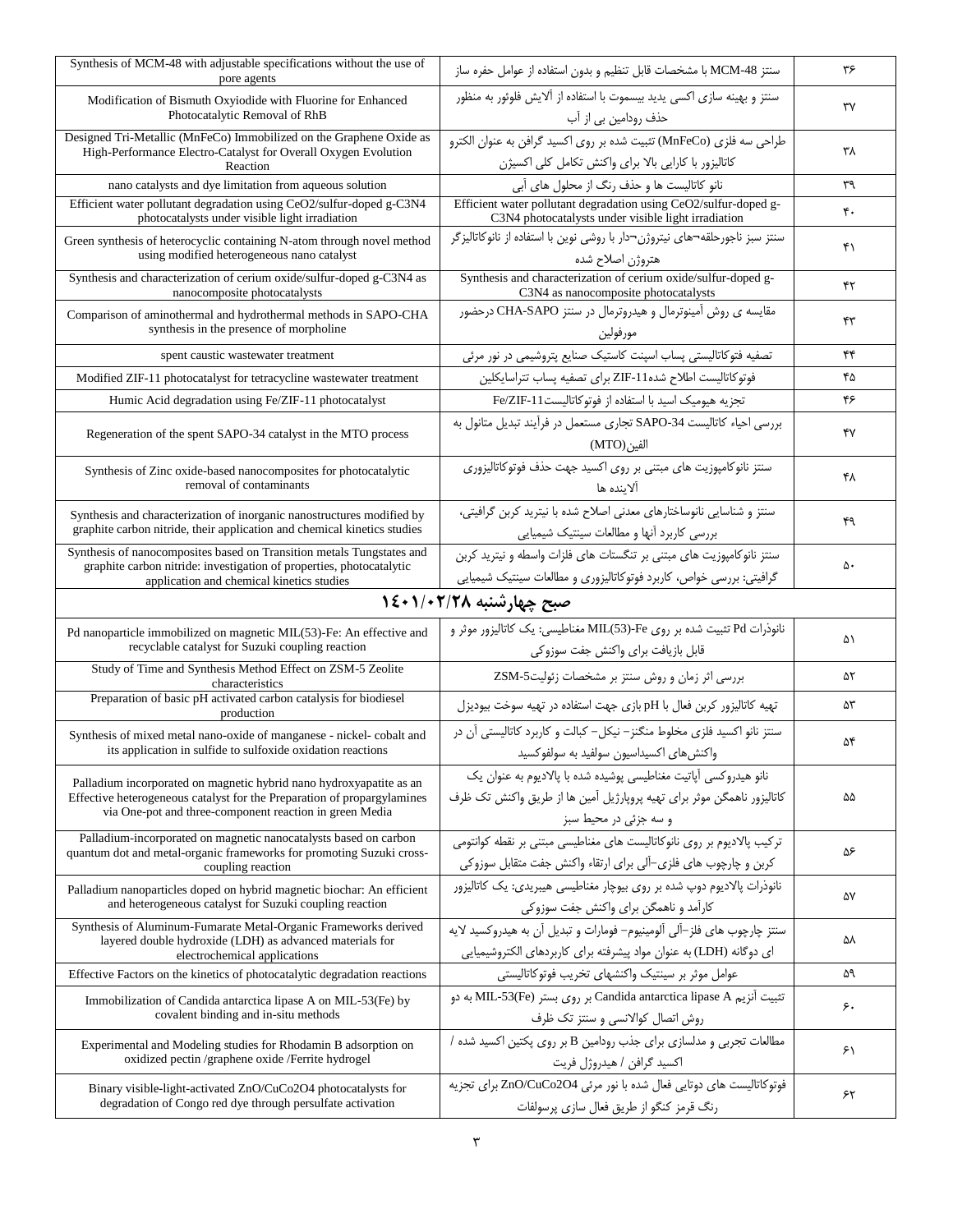| Synthesis of MCM-48 with adjustable specifications without the use of pore agents | سنتز MCM-48 با مشخصات قابل تنظیم و بدون استفاده از عوامل حفره ساز | ۳۶ |
|---|---|---|
| Modification of Bismuth Oxyiodide with Fluorine for Enhanced Photocatalytic Removal of RhB | سنتز و بهینه سازی اکسی یدید بیسموت با استفاده از آلایش فلوئور به منظور حذف رودامین بی از آب | ۳۷ |
| Designed Tri-Metallic (MnFeCo) Immobilized on the Graphene Oxide as High-Performance Electro-Catalyst for Overall Oxygen Evolution Reaction | طراحی سه فلزی (MnFeCo) تثبیت شده بر روی اکسید گرافن به عنوان الکترو کاتالیزور با کارایی بالا برای واکنش تکامل کلی اکسیژن | ۳۸ |
| nano catalysts and dye limitation from aqueous solution | نانو کاتالیست ها و حذف رنگ از محلول های آبی | ۳۹ |
| Efficient water pollutant degradation using $CeO_2$/sulfur-doped g-$C_3N_4$ photocatalysts under visible light irradiation | Efficient water pollutant degradation using $CeO_2$/sulfur-doped g-$C_3N_4$ photocatalysts under visible light irradiation | ۴۰ |
| Green synthesis of heterocyclic containing N-atom through novel method using modified heterogeneous nano catalyst | سنتز سبز ناجورحلقه¬های نیتروژن¬دار با روشی نوین با استفاده از نانوکاتالیزگر هتروژن اصلاح شده | ۴۱ |
| Synthesis and characterization of cerium oxide/sulfur-doped g-$C_3N_4$ as nanocomposite photocatalysts | Synthesis and characterization of cerium oxide/sulfur-doped g-$C_3N_4$ as nanocomposite photocatalysts | ۴۲ |
| Comparison of aminothermal and hydrothermal methods in SAPO-CHA synthesis in the presence of morpholine | مقایسه ی روش آمینوترمال و هیدروترمال در سنتز CHA-SAPO درحضور مورفولین | ۴۳ |
| spent caustic wastewater treatment | تصفیه فتوکاتالیستی پساب اسپنت کاستیک صنایع پتروشیمی در نور مرئی | ۴۴ |
| Modified ZIF-11 photocatalyst for tetracycline wastewater treatment | فوتوکاتالیست اطلاح شدهZIF-11 برای تصفیه پساب تتراسایکلین | ۴۵ |
| Humic Acid degradation using Fe/ZIF-11 photocatalyst | تجزیه هیومیک اسید با استفاده از فوتوکاتالیستFe/ZIF-11 | ۴۶ |
| Regeneration of the spent SAPO-34 catalyst in the MTO process | بررسی احیاء کاتالیست SAPO-34 تجاری مستعمل در فرآیند تبدیل متانول به الفین(MTO) | ۴۷ |
| Synthesis of Zinc oxide-based nanocomposites for photocatalytic removal of contaminants | سنتز نانوکامپوزیت های مبتنی بر روی اکسید جهت حذف فوتوکاتالیزوری آلاینده ها | ۴۸ |
| Synthesis and characterization of inorganic nanostructures modified by graphite carbon nitride, their application and chemical kinetics studies | سنتز و شناسایی نانوساختارهای معدنی اصلاح شده با نیترید کربن گرافیتی، بررسی کاربرد آنها و مطالعات سینتیک شیمیایی | ۴۹ |
| Synthesis of nanocomposites based on Transition metals Tungstates and graphite carbon nitride: investigation of properties, photocatalytic application and chemical kinetics studies | سنتز نانوکامپوزیت های مبتنی بر تنگستات های فلزات واسطه و نیترید کربن گرافیتی: بررسی خواص، کاربرد فوتوکاتالیزوری و مطالعات سینتیک شیمیایی | ۵۰ |
| **صبح چهارشنبه ۱۴۰۱/۰۲/۲۸** | | |
| Pd nanoparticle immobilized on magnetic MIL(53)-Fe: An effective and recyclable catalyst for Suzuki coupling reaction | نانوذرات Pd تثبیت شده بر روی MIL(53)-Fe مغناطیسی: یک کاتالیزور موثر و قابل بازیافت برای واکنش جفت سوزوکی | ۵۱ |
| Study of Time and Synthesis Method Effect on ZSM-5 Zeolite characteristics | بررسی اثر زمان و روش سنتز بر مشخصات زئولیتZSM-5 | ۵۲ |
| Preparation of basic pH activated carbon catalysis for biodiesel production | تهیه کاتالیزور کربن فعال با pH بازی جهت استفاده در تهیه سوخت بیودیزل | ۵۳ |
| Synthesis of mixed metal nano-oxide of manganese - nickel- cobalt and its application in sulfide to sulfoxide oxidation reactions | سنتز نانو اکسید فلزی مخلوط منگنز- نیکل- کبالت و کاربرد کاتالیستی آن در واکنش‌های اکسیداسیون سولفید به سولفوکسید | ۵۴ |
| Palladium incorporated on magnetic hybrid nano hydroxyapatite as an Effective heterogeneous catalyst for the Preparation of propargylamines via One-pot and three-component reaction in green Media | نانو هیدروکسی آپاتیت مغناطیسی پوشیده شده با پالادیوم به عنوان یک کاتالیزور ناهمگن موثر برای تهیه پروپارژیل آمین ها از طریق واکنش تک ظرف و سه جزئی در محیط سبز | ۵۵ |
| Palladium-incorporated on magnetic nanocatalysts based on carbon quantum dot and metal-organic frameworks for promoting Suzuki cross-coupling reaction | ترکیب پالادیوم بر روی نانوکاتالیست های مغناطیسی مبتنی بر نقطه کوانتومی کربن و چارچوب های فلزی-آلی برای ارتقاء واکنش جفت متقابل سوزوکی | ۵۶ |
| Palladium nanoparticles doped on hybrid magnetic biochar: An efficient and heterogeneous catalyst for Suzuki coupling reaction | نانوذرات پالادیوم دوپ شده بر روی بیوچار مغناطیسی هیبریدی: یک کاتالیزور کارآمد و ناهمگن برای واکنش جفت سوزوکی | ۵۷ |
| Synthesis of Aluminum-Fumarate Metal-Organic Frameworks derived layered double hydroxide (LDH) as advanced materials for electrochemical applications | سنتز چارچوب های فلز-آلی آلومینیوم- فومارات و تبدیل آن به هیدروکسید لایه ای دوگانه (LDH) به عنوان مواد پیشرفته برای کاربردهای الکتروشیمیایی | ۵۸ |
| Effective Factors on the kinetics of photocatalytic degradation reactions | عوامل موثر بر سینتیک واکنشهای تخریب فوتوکاتالیستی | ۵۹ |
| Immobilization of Candida antarctica lipase A on MIL-53(Fe) by covalent binding and in-situ methods | تثبیت آنزیم Candida antarctica lipase A بر روی بستر MIL-53(Fe) به دو روش اتصال کوالانسی و سنتز تک ظرف | ۶۰ |
| Experimental and Modeling studies for Rhodamin B adsorption on oxidized pectin /graphene oxide /Ferrite hydrogel | مطالعات تجربی و مدلسازی برای جذب رودامین B بر روی پکتین اکسید شده / اکسید گرافن / هیدروژل فریت | ۶۱ |
| Binary visible-light-activated ZnO/$CuCo_2O_4$ photocatalysts for degradation of Congo red dye through persulfate activation | فوتوکاتالیست های دوتایی فعال شده با نور مرئی ZnO/$CuCo_2O_4$ برای تجزیه رنگ قرمز کنگو از طریق فعال سازی پرسولفات | ۶۲ |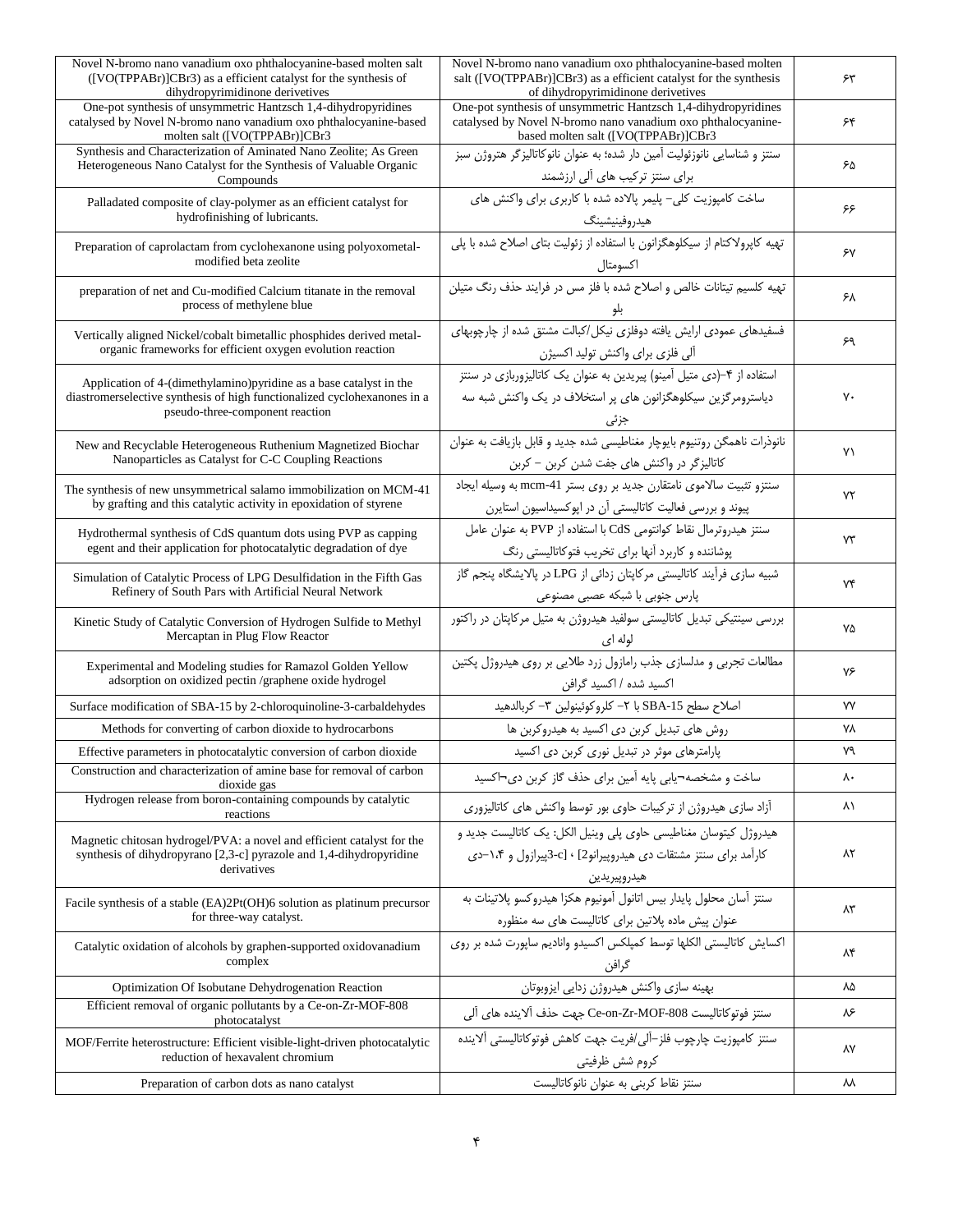| Novel N-bromo nano vanadium oxo phthalocyanine-based molten salt ([VO(TPPABr)]CBr3) as a efficient catalyst for the synthesis of dihydropyrimidinone derivetives | Novel N-bromo nano vanadium oxo phthalocyanine-based molten salt ([VO(TPPABr)]CBr3) as a efficient catalyst for the synthesis of dihydropyrimidinone derivetives | ۶۳ |
|---|---|---|
| One-pot synthesis of unsymmetric Hantzsch 1,4-dihydropyridines catalysed by Novel N-bromo nano vanadium oxo phthalocyanine-based molten salt ([VO(TPPABr)]CBr3 | One-pot synthesis of unsymmetric Hantzsch 1,4-dihydropyridines catalysed by Novel N-bromo nano vanadium oxo phthalocyanine-based molten salt ([VO(TPPABr)]CBr3 | ۶۴ |
| Synthesis and Characterization of Aminated Nano Zeolite; As Green Heterogeneous Nano Catalyst for the Synthesis of Valuable Organic Compounds | سنتز و شناسایی نانوزئولیت آمین دار شده؛ به عنوان نانوکاتالیزگر هتروژن سبز برای سنتز ترکیب های آلی ارزشمند | ۶۵ |
| Palladated composite of clay-polymer as an efficient catalyst for hydrofinishing of lubricants. | ساخت کامپوزیت کلی- پلیمر پالاده شده با کاربری برای واکنش های هیدروفینیشینگ | ۶۶ |
| Preparation of caprolactam from cyclohexanone using polyoxometal-modified beta zeolite | تهیه کاپرولاکتام از سیکلوهگزانون با استفاده از زئولیت بتای اصلاح شده با پلی اکسومتال | ۶۷ |
| preparation of net and Cu-modified Calcium titanate in the removal process of methylene blue | تهیه کلسیم تیتانات خالص و اصلاح شده با فلز مس در فرایند حذف رنگ متیلن بلو | ۶۸ |
| Vertically aligned Nickel/cobalt bimetallic phosphides derived metal-organic frameworks for efficient oxygen evolution reaction | فسفیدهای عمودی ارایش یافته دوفلزی نیکل/کبالت مشتق شده از چارچوبهای آلی فلزی برای واکنش تولید اکسیژن | ۶۹ |
| Application of 4-(dimethylamino)pyridine as a base catalyst in the diastromerselective synthesis of high functionalized cyclohexanones in a pseudo-three-component reaction | استفاده از ۴-(دی متیل آمینو) پیریدین به عنوان یک کاتالیزوربازی در سنتز دیاسترومرگزین سیکلوهگزانون های پر استخلاف در یک واکنش شبه سه جزئی | ۷۰ |
| New and Recyclable Heterogeneous Ruthenium Magnetized Biochar Nanoparticles as Catalyst for C-C Coupling Reactions | نانوذرات ناهمگن روتنیوم بایوچار مغناطیسی شده جدید و قابل بازیافت به عنوان کاتالیزگر در واکنش های جفت شدن کربن – کربن | ۷۱ |
| The synthesis of new unsymmetrical salamo immobilization on MCM-41 by grafting and this catalytic activity in epoxidation of styrene | سنتزو تثبیت سالاموی نامتقارن جدید بر روی بستر mcm-41 به وسیله ایجاد پیوند و بررسی فعالیت کاتالیستی آن در اپوکسیداسیون استایرن | ۷۲ |
| Hydrothermal synthesis of CdS quantum dots using PVP as capping egent and their application for photocatalytic degradation of dye | سنتز هیدروترمال نقاط کوانتومی CdS با استفاده از PVP به عنوان عامل پوشاننده و کاربرد آنها برای تخریب فتوکاتالیستی رنگ | ۷۳ |
| Simulation of Catalytic Process of LPG Desulfidation in the Fifth Gas Refinery of South Pars with Artificial Neural Network | شبیه سازی فرآیند کاتالیستی مرکاپتان زدائی از LPG در پالایشگاه پنجم گاز پارس جنوبی با شبکه عصبی مصنوعی | ۷۴ |
| Kinetic Study of Catalytic Conversion of Hydrogen Sulfide to Methyl Mercaptan in Plug Flow Reactor | بررسی سینتیکی تبدیل کاتالیستی سولفید هیدروژن به متیل مرکاپتان در راکتور لوله ای | ۷۵ |
| Experimental and Modeling studies for Ramazol Golden Yellow adsorption on oxidized pectin /graphene oxide hydrogel | مطالعات تجربی و مدلسازی جذب رامازول زرد طلایی بر روی هیدروژل پکتین اکسید شده / اکسید گرافن | ۷۶ |
| Surface modification of SBA-15 by 2-chloroquinoline-3-carbaldehydes | اصلاح سطح SBA-15 با ۲- کلروکوئینولین ۳- کربالدهید | ۷۷ |
| Methods for converting of carbon dioxide to hydrocarbons | روش های تبدیل کربن دی اکسید به هیدروکربن ها | ۷۸ |
| Effective parameters in photocatalytic conversion of carbon dioxide | پارامترهای موثر در تبدیل نوری کربن دی اکسید | ۷۹ |
| Construction and characterization of amine base for removal of carbon dioxide gas | ساخت و مشخصه¬یابی پایه آمین برای حذف گاز کربن دی¬اکسید | ۸۰ |
| Hydrogen release from boron-containing compounds by catalytic reactions | آزاد سازی هیدروژن از ترکیبات حاوی بور توسط واکنش های کاتالیزوری | ۸۱ |
| Magnetic chitosan hydrogel/PVA: a novel and efficient catalyst for the synthesis of dihydropyrano [2,3-c] pyrazole and 1,4-dihydropyridine derivatives | هیدروژل کیتوسان مغناطیسی حاوی پلی وینیل الکل: یک کاتالیست جدید و کارآمد برای سنتز مشتقات دی هیدروپیرانو[2 ، 3-c]پیرازول و ۱،۴-دی هیدروپیریدین | ۸۲ |
| Facile synthesis of a stable (EA)2Pt(OH)6 solution as platinum precursor for three-way catalyst. | سنتز آسان محلول پایدار بیس اتانول آمونیوم هگزا هیدروکسو پلاتینات به عنوان پیش ماده پلاتین برای کاتالیست های سه منظوره | ۸۳ |
| Catalytic oxidation of alcohols by graphen-supported oxidovanadium complex | اکسایش کاتالیستی الکلها توسط کمپلکس اکسیدو وانادیم ساپورت شده بر روی گرافن | ۸۴ |
| Optimization Of Isobutane Dehydrogenation Reaction | بهینه سازی واکنش هیدروژن زدایی ایزوبوتان | ۸۵ |
| Efficient removal of organic pollutants by a Ce-on-Zr-MOF-808 photocatalyst | سنتز فوتوکاتالیست Ce-on-Zr-MOF-808 جهت حذف آلاینده های آلی | ۸۶ |
| MOF/Ferrite heterostructure: Efficient visible-light-driven photocatalytic reduction of hexavalent chromium | سنتز کامپوزیت چارچوب فلز-آلی/فریت جهت کاهش فوتوکاتالیستی آلاینده کروم شش ظرفیتی | ۸۷ |
| Preparation of carbon dots as nano catalyst | سنتز نقاط کربنی به عنوان نانوکاتالیست | ۸۸ |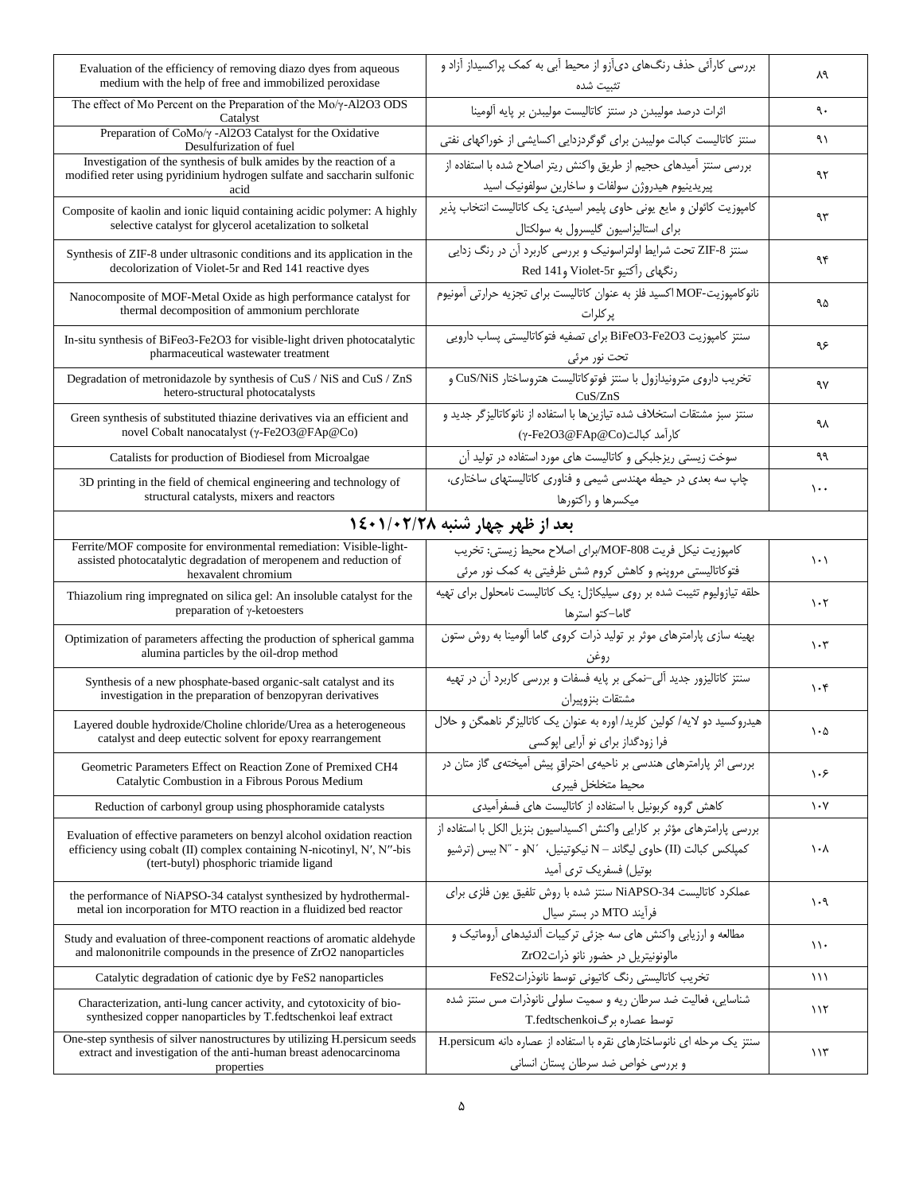| | | |
|---|---|---|
| Evaluation of the efficiency of removing diazo dyes from aqueous medium with the help of free and immobilized peroxidase | بررسی کارائی حذف رنگ‌های دی‌آزو از محیط آبی به کمک پراکسیداز آزاد و تثبیت شده | ۸۹ |
| The effect of Mo Percent on the Preparation of the Mo/γ-Al2O3 ODS Catalyst | اثرات درصد مولیبدن در سنتز کاتالیست مولیبدن بر پایه آلومینا | ۹۰ |
| Preparation of CoMo/γ -Al2O3 Catalyst for the Oxidative Desulfurization of fuel | سنتز کاتالیست کبالت مولیبدن برای گوگردزدایی اکسایشی از خوراکهای نفتی | ۹۱ |
| Investigation of the synthesis of bulk amides by the reaction of a modified reter using pyridinium hydrogen sulfate and saccharin sulfonic acid | بررسی سنتز آمیدهای حجیم از طریق واکنش ریتر اصلاح شده با استفاده از پیریدینیوم هیدروژن سولفات و ساخارین سولفونیک اسید | ۹۲ |
| Composite of kaolin and ionic liquid containing acidic polymer: A highly selective catalyst for glycerol acetalization to solketal | کامپوزیت کائولن و مایع یونی حاوی پلیمر اسیدی: یک کاتالیست انتخاب پذیر برای استالیزاسیون گلیسرول به سولکتال | ۹۳ |
| Synthesis of ZIF-8 under ultrasonic conditions and its application in the decolorization of Violet-5r and Red 141 reactive dyes | سنتز ZIF-8 تحت شرایط اولتراسونیک و بررسی کاربرد آن در رنگ زدایی رنگهای رآکتیو Violet-5r و Red 141 | ۹۴ |
| Nanocomposite of MOF-Metal Oxide as high performance catalyst for thermal decomposition of ammonium perchlorate | نانوکامپوزیت-MOF اکسید فلز به عنوان کاتالیست برای تجزیه حرارتی آمونیوم پرکلرات | ۹۵ |
| In-situ synthesis of BiFeo3-Fe2O3 for visible-light driven photocatalytic pharmaceutical wastewater treatment | سنتز کامپوزیت BiFeO3-Fe2O3 برای تصفیه فتوکاتالیستی پساب دارویی تحت نور مرئی | ۹۶ |
| Degradation of metronidazole by synthesis of CuS / NiS and CuS / ZnS hetero-structural photocatalysts | تخریب داروی مترونیدازول با سنتز فوتوکاتالیست هتروساختار CuS/NiS و CuS/ZnS | ۹۷ |
| Green synthesis of substituted thiazine derivatives via an efficient and novel Cobalt nanocatalyst (γ-Fe2O3@FAp@Co) | سنتز سبز مشتقات استخلاف شده تیازین‌ها با استفاده از نانوکاتالیزگر جدید و کارآمد کبالت(γ-Fe2O3@FAp@Co) | ۹۸ |
| Catalists for production of Biodiesel from Microalgae | سوخت زیستی ریزجلبکی و کاتالیست های مورد استفاده در تولید آن | ۹۹ |
| 3D printing in the field of chemical engineering and technology of structural catalysts, mixers and reactors | چاپ سه بعدی در حیطه مهندسی شیمی و فناوری کاتالیستهای ساختاری، میکسرها و راکتورها | ۱۰۰ |
| **بعد از ظهر چهار شنبه ۱۴۰۱/۰۲/۲۸** | | |
| Ferrite/MOF composite for environmental remediation: Visible-light-assisted photocatalytic degradation of meropenem and reduction of hexavalent chromium | کامپوزیت نیکل فریت MOF-808/برای اصلاح محیط زیستی: تخریب فتوکاتالیستی مروپنم و کاهش کروم شش ظرفیتی به کمک نور مرئی | ۱۰۱ |
| Thiazolium ring impregnated on silica gel: An insoluble catalyst for the preparation of γ-ketoesters | حلقه تیازولیوم تثبیت شده بر روی سیلیکاژل: یک کاتالیست نامحلول برای تهیه گاما-کتو استرها | ۱۰۲ |
| Optimization of parameters affecting the production of spherical gamma alumina particles by the oil-drop method | بهینه سازی پارامترهای موثر بر تولید ذرات کروی گاما آلومینا به روش ستون روغن | ۱۰۳ |
| Synthesis of a new phosphate-based organic-salt catalyst and its investigation in the preparation of benzopyran derivatives | سنتز کاتالیزور جدید آلی-نمکی بر پایه فسفات و بررسی کاربرد آن در تهیه مشتقات بنزوپیران | ۱۰۴ |
| Layered double hydroxide/Choline chloride/Urea as a heterogeneous catalyst and deep eutectic solvent for epoxy rearrangement | هیدروکسید دو لایه/ کولین کلرید/ اوره به عنوان یک کاتالیزگر ناهمگن و حلال فرا زودگداز برای نو آرایی اپوکسی | ۱۰۵ |
| Geometric Parameters Effect on Reaction Zone of Premixed CH4 Catalytic Combustion in a Fibrous Porous Medium | بررسی اثر پارامترهای هندسی بر ناحیه‌ی احتراق پیش آمیخته‌ی گاز متان در محیط متخلخل فیبری | ۱۰۶ |
| Reduction of carbonyl group using phosphoramide catalysts | کاهش گروه کربونیل با استفاده از کاتالیست های فسفرآمیدی | ۱۰۷ |
| Evaluation of effective parameters on benzyl alcohol oxidation reaction efficiency using cobalt (II) complex containing N-nicotinyl, N′, N″-bis (tert-butyl) phosphoric triamide ligand | بررسی پارامترهای مؤثر بر کارایی واکنش اکسیداسیون بنزیل الکل با استفاده از کمپلکس کبالت (II) حاوی لیگاند N – نیکوتینیل، ′N و - ″N بیس (ترشیو بوتیل) فسفریک تری آمید | ۱۰۸ |
| the performance of NiAPSO-34 catalyst synthesized by hydrothermal-metal ion incorporation for MTO reaction in a fluidized bed reactor | عملکرد کاتالیست NiAPSO-34 سنتز شده با روش تلفیق یون فلزی برای فرآیند MTO در بستر سیال | ۱۰۹ |
| Study and evaluation of three-component reactions of aromatic aldehyde and malononitrile compounds in the presence of ZrO2 nanoparticles | مطالعه و ارزیابی واکنش های سه جزئی ترکیبات آلدئیدهای آروماتیک و مالونونیتریل در حضور نانو ذراتZrO2 | ۱۱۰ |
| Catalytic degradation of cationic dye by FeS2 nanoparticles | تخریب کاتالیستی رنگ کاتیونی توسط نانوذراتFeS2 | ۱۱۱ |
| Characterization, anti-lung cancer activity, and cytotoxicity of bio-synthesized copper nanoparticles by T.fedtschenkoi leaf extract | شناسایی، فعالیت ضد سرطان ریه و سمیت سلولی نانوذرات مس سنتز شده توسط عصاره برگT.fedtschenkoi | ۱۱۲ |
| One-step synthesis of silver nanostructures by utilizing H.persicum seeds extract and investigation of the anti-human breast adenocarcinoma properties | سنتز یک مرحله ای نانوساختارهای نقره با استفاده از عصاره دانه H.persicum و بررسی خواص ضد سرطان پستان انسانی | ۱۱۳ |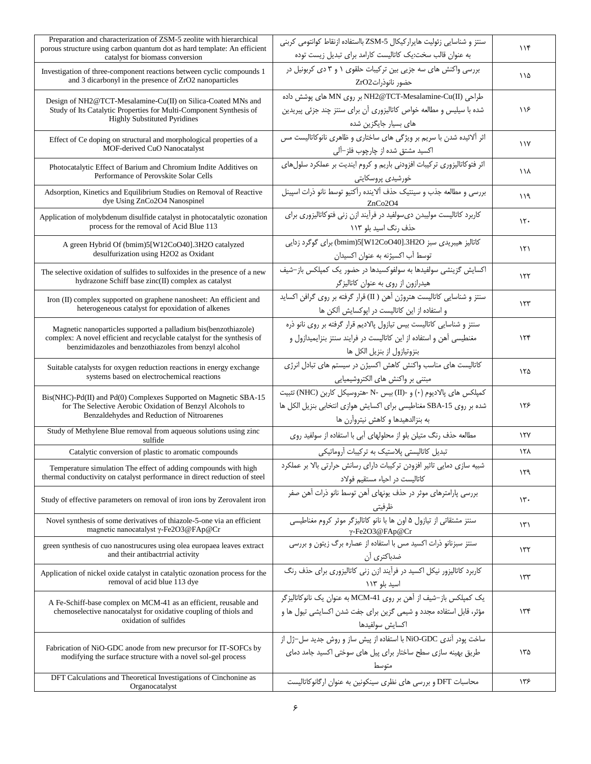| Preparation and characterization of ZSM-5 zeolite with hierarchical porous structure using carbon quantum dot as hard template: An efficient catalyst for biomass conversion | سنتز و شناسایی زئولیت هایرارکیکال ZSM-5 بااستفاده ازنقاط کوانتومی کربنی به عنوان قالب سخت:یک کاتالیست کارامد برای تبدیل زیست توده | ۱۱۴ |
|---|---|---|
| Investigation of three-component reactions between cyclic compounds 1 and 3 dicarbonyl in the presence of ZrO2 nanoparticles | بررسی واکنش های سه جزیی بین ترکیبات حلقوی ۱ و ۳ دی کربونیل در حضور نانوذراتZrO2 | ۱۱۵ |
| Design of NH2@TCT-Mesalamine-Cu(II) on Silica-Coated MNs and Study of Its Catalytic Properties for Multi-Component Synthesis of Highly Substituted Pyridines | طراحی NH2@TCT-Mesalamine-Cu(II) بر روی MN های پوشش داده شده با سیلیس و مطالعه خواص کاتالیزوری آن برای سنتز چند جزئی پیریدین های بسیار جایگزین شده | ۱۱۶ |
| Effect of Ce doping on structural and morphological properties of a MOF-derived CuO Nanocatalyst | اثر آلائیده شدن با سریم بر ویژگی های ساختاری و ظاهری نانوکاتالیست مس اکسید مشتق شده از چارچوب فلز–آلی | ۱۱۷ |
| Photocatalytic Effect of Barium and Chromium Indite Additives on Performance of Perovskite Solar Cells | اثر فتوکاتالیزوری ترکیبات افزودنی باریم و کروم ایندیت بر عملکرد سلول‌های خورشیدی پروسکایتی | ۱۱۸ |
| Adsorption, Kinetics and Equilibrium Studies on Removal of Reactive dye Using ZnCo2O4 Nanospinel | بررسی و مطالعه جذب و سینتیک حذف آلاینده رآکتیو توسط نانو ذرات اسپینل ZnCo2O4 | ۱۱۹ |
| Application of molybdenum disulfide catalyst in photocatalytic ozonation process for the removal of Acid Blue 113 | کاربرد کاتالیست مولیبدن دی‌سولفید در فرآیند ازن زنی فتوکاتالیزوری برای حذف رنگ اسید بلو ۱۱۳ | ۱۲۰ |
| A green Hybrid Of (bmim)5[W12CoO40].3H2O catalyzed desulfurization using H2O2 as Oxidant | کاتالیز هیبریدی سبز (bmim)5[W12CoO40].3H2O برای گوگرد زدایی توسط آب اکسیژنه به عنوان اکسیدان | ۱۲۱ |
| The selective oxidation of sulfides to sulfoxides in the presence of a new hydrazone Schiff base zinc(II) complex as catalyst | اکسایش گزینشی سولفیدها به سولفوکسیدها در حضور یک کمپلکس باز–شیف هیدرازون از روی به عنوان کاتالیزگر | ۱۲۲ |
| Iron (II) complex supported on graphene nanosheet: An efficient and heterogeneous catalyst for epoxidation of alkenes | سنتز و شناسایی کاتالیست هتروژن آهن ( II) قرار گرفته بر روی گرافن اکساید و استفاده از این کاتالیست در اپوکسایش آلکن ها | ۱۲۳ |
| Magnetic nanoparticles supported a palladium bis(benzothiazole) complex: A novel efficient and recyclable catalyst for the synthesis of benzimidazoles and benzothiazoles from benzyl alcohol | سنتز و شناسایی کاتالیست بیس تیازول پالادیم قرار گرفته بر روی نانو ذره مغنطیسی آهن و استفاده از این کاتالیست در فرایند سنتز بنزایمیدازول و بنزوتیازول از بنزیل الکل ها | ۱۲۴ |
| Suitable catalysts for oxygen reduction reactions in energy exchange systems based on electrochemical reactions | کاتالیست های مناسب واکنش کاهش اکسیژن در سیستم های تبادل انرژی مبتنی بر واکنش های الکتروشیمیایی | ۱۲۵ |
| Bis(NHC)-Pd(II) and Pd(0) Complexes Supported on Magnetic SBA-15 for The Selective Aerobic Oxidation of Benzyl Alcohols to Benzaldehydes and Reduction of Nitroarenes | کمپلکس های پالادیوم (۰) و (II)- بیس -N -هتروسیکل کاربن (NHC) تثبیت شده بر روی SBA-15 مغناطیسی برای اکسایش هوازی انتخابی بنزیل الکل ها به بنزالدهیدها و کاهش نیتروآرن ها | ۱۲۶ |
| Study of Methylene Blue removal from aqueous solutions using zinc sulfide | مطالعه حذف رنگ متیلن بلو از محلولهای آبی با استفاده از سولفید روی | ۱۲۷ |
| Catalytic conversion of plastic to aromatic compounds | تبدیل کاتالیستی پلاستیک به ترکیبات آروماتیکی | ۱۲۸ |
| Temperature simulation The effect of adding compounds with high thermal conductivity on catalyst performance in direct reduction of steel | شبیه سازی دمایی تاثیر افزودن ترکیبات دارای رسانش حرارتی بالا بر عملکرد کاتالیست در احیاء مستقیم فولاد | ۱۲۹ |
| Study of effective parameters on removal of iron ions by Zerovalent iron | بررسی پارامترهای موثر در حذف یونهای آهن توسط نانو ذرات آهن صفر ظرفیتی | ۱۳۰ |
| Novel synthesis of some derivatives of thiazole-5-one via an efficient magnetic nanocatalyst γ-Fe2O3@FAp@Cr | سنتز مشتقاتی از تیازول ۵ اون ها با نانو کاتالیزگر موثر کروم مغناطیسی γ-Fe2O3@FAp@Cr | ۱۳۱ |
| green synthesis of cuo nanostrucures using olea europaea leaves extract and their antibactrrial activity | سنتز سبزنانو ذرات اکسید مس با استفاده از عصاره برگ زیتون و بررسی ضدباکتری آن | ۱۳۲ |
| Application of nickel oxide catalyst in catalytic ozonation process for the removal of acid blue 113 dye | کاربرد کاتالیزور نیکل اکسید در فرآیند ازن زنی کاتالیزوری برای حذف رنگ اسید بلو ۱۱۳ | ۱۳۳ |
| A Fe-Schiff-base complex on MCM-41 as an efficient, reusable and chemoselective nanocatalyst for oxidative coupling of thiols and oxidation of sulfides | یک کمپلکس باز–شیف از آهن بر روی MCM-41 به عنوان یک نانوکاتالیزگر مؤثر، قابل استفاده مجدد و شیمی گزین برای جفت شدن اکسایشی تیول ها و اکسایش سولفیدها | ۱۳۴ |
| Fabrication of NiO-GDC anode from new precursor for IT-SOFCs by modifying the surface structure with a novel sol-gel process | ساخت پودر آندی NiO-GDC با استفاده از پیش ساز و روش جدید سل–ژل از طریق بهینه سازی سطح ساختار برای پیل های سوختی اکسید جامد دمای متوسط | ۱۳۵ |
| DFT Calculations and Theoretical Investigations of Cinchonine as Organocatalyst | محاسبات DFT و بررسی های نظری سینکونین به عنوان ارگانوکاتالیست | ۱۳۶ |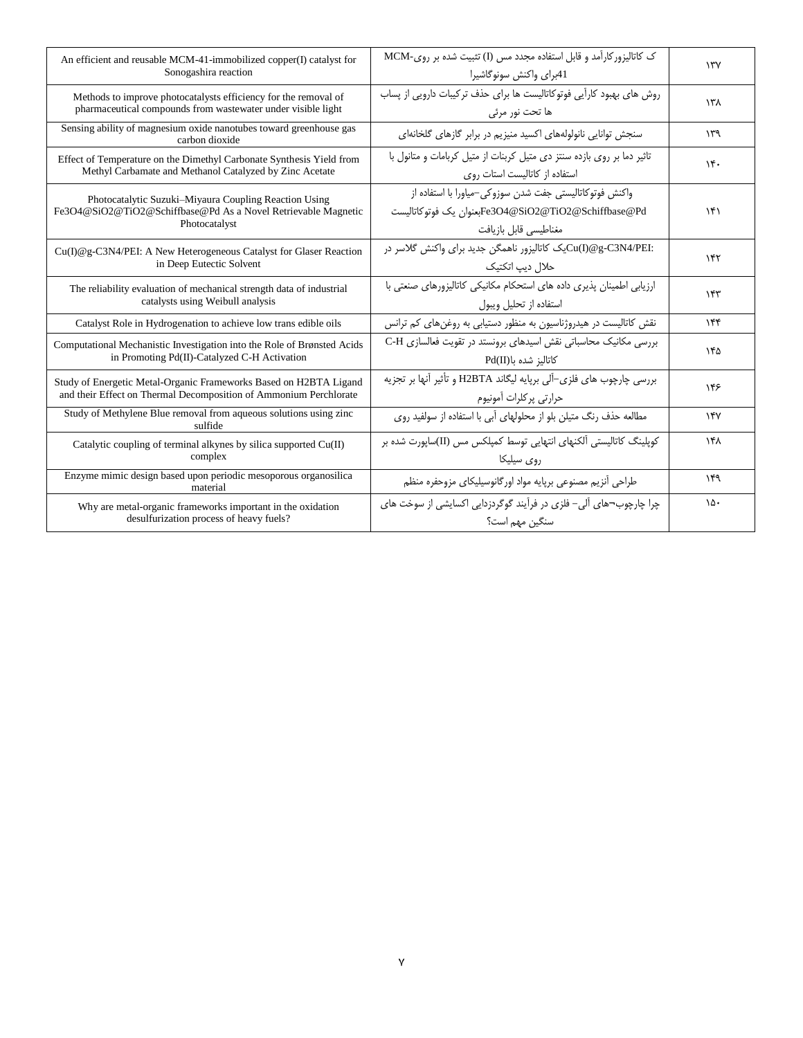| | | |
|---|---|---|
| An efficient and reusable MCM-41-immobilized copper(I) catalyst for Sonogashira reaction | ک کاتالیزورکارآمد و قابل استفاده مجدد مس (I) تثبیت شده بر روی-MCM 41برای واکنش سونوگاشیرا | ۱۳۷ |
| Methods to improve photocatalysts efficiency for the removal of pharmaceutical compounds from wastewater under visible light | روش های بهبود کارآیی فوتوکاتالیست ها برای حذف ترکیبات دارویی از پساب ها تحت نور مرئی | ۱۳۸ |
| Sensing ability of magnesium oxide nanotubes toward greenhouse gas carbon dioxide | سنجش توانایی نانولوله‌های اکسید منیزیم در برابر گازهای گلخانه‌ای | ۱۳۹ |
| Effect of Temperature on the Dimethyl Carbonate Synthesis Yield from Methyl Carbamate and Methanol Catalyzed by Zinc Acetate | تاثیر دما بر روی بازده سنتز دی متیل کربنات از متیل کربامات و متانول با استفاده از کاتالیست استات روی | ۱۴۰ |
| Photocatalytic Suzuki–Miyaura Coupling Reaction Using Fe3O4@SiO2@TiO2@Schiffbase@Pd As a Novel Retrievable Magnetic Photocatalyst | واکنش فوتوکاتالیستی جفت شدن سوزوکی–میاورا با استفاده از Fe3O4@SiO2@TiO2@Schiffbase@Pdبعنوان یک فوتوکاتالیست مغناطیسی قابل بازیافت | ۱۴۱ |
| Cu(I)@g-C3N4/PEI: A New Heterogeneous Catalyst for Glaser Reaction in Deep Eutectic Solvent | Cu(I)@g-C3N4/PEI:یک کاتالیزور ناهمگن جدید برای واکنش گلاسر در حلال دیپ اتکتیک | ۱۴۲ |
| The reliability evaluation of mechanical strength data of industrial catalysts using Weibull analysis | ارزیابی اطمینان پذیری داده های استحکام مکانیکی کاتالیزورهای صنعتی با استفاده از تحلیل ویبول | ۱۴۳ |
| Catalyst Role in Hydrogenation to achieve low trans edible oils | نقش کاتالیست در هیدروژناسیون به منظور دستیابی به روغن‌های کم ترانس | ۱۴۴ |
| Computational Mechanistic Investigation into the Role of Brønsted Acids in Promoting Pd(II)-Catalyzed C-H Activation | بررسی مکانیک محاسباتی نقش اسیدهای برونستد در تقویت فعالسازی C-H کاتالیز شده باPd(II) | ۱۴۵ |
| Study of Energetic Metal-Organic Frameworks Based on H2BTA Ligand and their Effect on Thermal Decomposition of Ammonium Perchlorate | بررسی چارچوب های فلزی–آلی برپایه لیگاند H2BTA و تأثیر آنها بر تجزیه حرارتی پرکلرات آمونیوم | ۱۴۶ |
| Study of Methylene Blue removal from aqueous solutions using zinc sulfide | مطالعه حذف رنگ متیلن بلو از محلولهای آبی با استفاده از سولفید روی | ۱۴۷ |
| Catalytic coupling of terminal alkynes by silica supported Cu(II) complex | کوپلینگ کاتالیستی آلکنهای انتهایی توسط کمپلکس مس (II)ساپورت شده بر روی سیلیکا | ۱۴۸ |
| Enzyme mimic design based upon periodic mesoporous organosilica material | طراحی آنزیم مصنوعی برپایه مواد اورگانوسیلیکای مزوحفره منظم | ۱۴۹ |
| Why are metal-organic frameworks important in the oxidation desulfurization process of heavy fuels? | چرا چارچوب¬های آلی- فلزی در فرآیند گوگردزدایی اکسایشی از سوخت های سنگین مهم است؟ | ۱۵۰ |